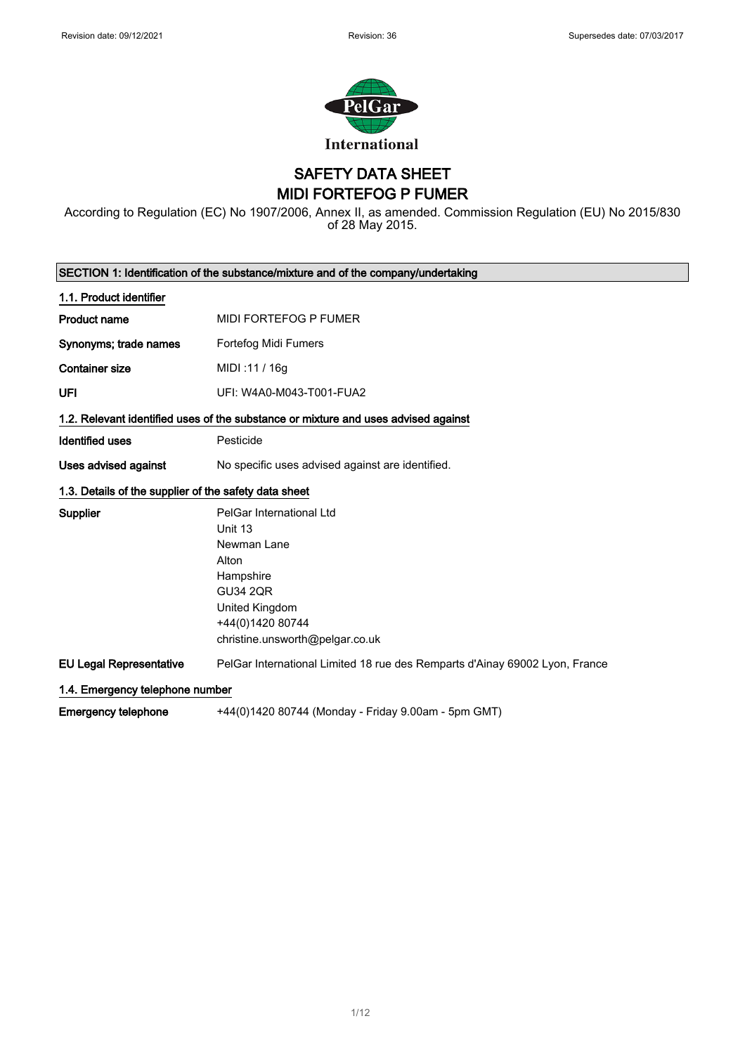# SAFETY DATA SHEET
# MIDI FORTEFOG P FUMER

According to Regulation (EC) No 1907/2006, Annex II, as amended. Commission Regulation (EU) No 2015/830 of 28 May 2015.

## SECTION 1: Identification of the substance/mixture and of the company/undertaking

### 1.1. Product identifier

**Product name** MIDI FORTEFOG P FUMER

**Synonyms; trade names** Fortefog Midi Fumers

**Container size** MIDI :11 / 16g

**UFI** UFI: W4A0-M043-T001-FUA2

### 1.2. Relevant identified uses of the substance or mixture and uses advised against

**Identified uses** Pesticide

**Uses advised against** No specific uses advised against are identified.

### 1.3. Details of the supplier of the safety data sheet

**Supplier**
PelGar International Ltd
Unit 13
Newman Lane
Alton
Hampshire
GU34 2QR
United Kingdom
+44(0)1420 80744
christine.unsworth@pelgar.co.uk

**EU Legal Representative** PelGar International Limited 18 rue des Remparts d'Ainay 69002 Lyon, France

### 1.4. Emergency telephone number

**Emergency telephone** +44(0)1420 80744 (Monday - Friday 9.00am - 5pm GMT)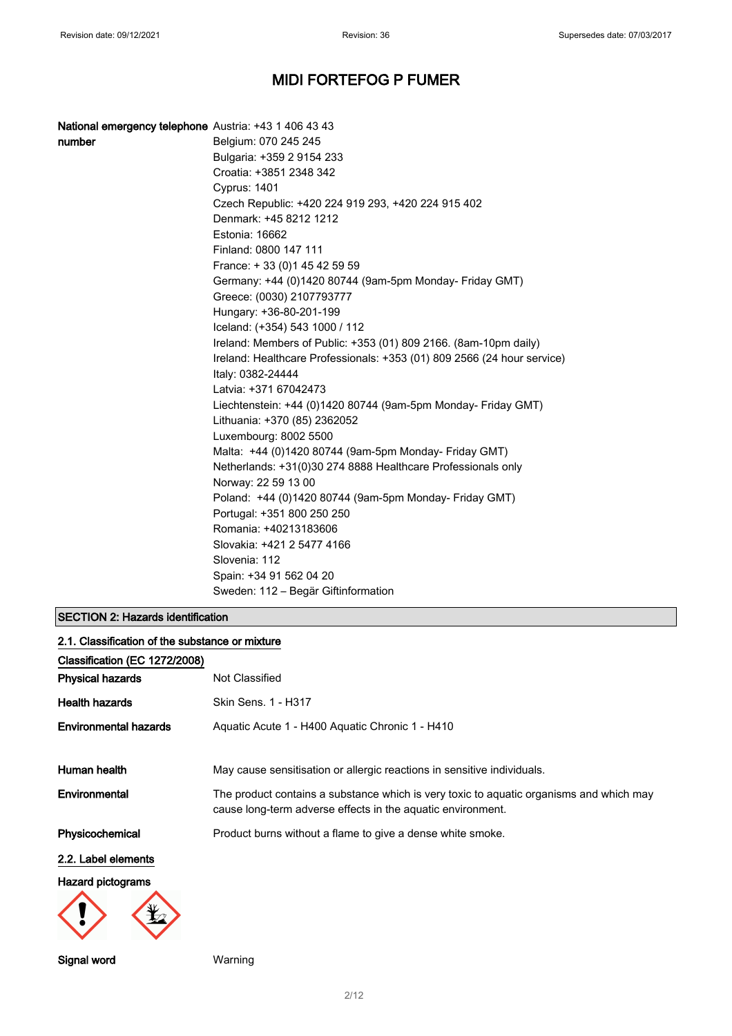# MIDI FORTEFOG P FUMER

**National emergency telephone number**

Austria: +43 1 406 43 43
Belgium: 070 245 245
Bulgaria: +359 2 9154 233
Croatia: +3851 2348 342
Cyprus: 1401
Czech Republic: +420 224 919 293, +420 224 915 402
Denmark: +45 8212 1212
Estonia: 16662
Finland: 0800 147 111
France: + 33 (0)1 45 42 59 59
Germany: +44 (0)1420 80744 (9am-5pm Monday- Friday GMT)
Greece: (0030) 2107793777
Hungary: +36-80-201-199
Iceland: (+354) 543 1000 / 112
Ireland: Members of Public: +353 (01) 809 2166. (8am-10pm daily)
Ireland: Healthcare Professionals: +353 (01) 809 2566 (24 hour service)
Italy: 0382-24444
Latvia: +371 67042473
Liechtenstein: +44 (0)1420 80744 (9am-5pm Monday- Friday GMT)
Lithuania: +370 (85) 2362052
Luxembourg: 8002 5500
Malta: +44 (0)1420 80744 (9am-5pm Monday- Friday GMT)
Netherlands: +31(0)30 274 8888 Healthcare Professionals only
Norway: 22 59 13 00
Poland: +44 (0)1420 80744 (9am-5pm Monday- Friday GMT)
Portugal: +351 800 250 250
Romania: +40213183606
Slovakia: +421 2 5477 4166
Slovenia: 112
Spain: +34 91 562 04 20
Sweden: 112 – Begär Giftinformation

## SECTION 2: Hazards identification

### 2.1. Classification of the substance or mixture

**Classification (EC 1272/2008)**

**Physical hazards** Not Classified

**Health hazards** Skin Sens. 1 - H317

**Environmental hazards** Aquatic Acute 1 - H400 Aquatic Chronic 1 - H410

**Human health** May cause sensitisation or allergic reactions in sensitive individuals.

**Environmental** The product contains a substance which is very toxic to aquatic organisms and which may cause long-term adverse effects in the aquatic environment.

**Physicochemical** Product burns without a flame to give a dense white smoke.

### 2.2. Label elements

**Hazard pictograms**

**Signal word** Warning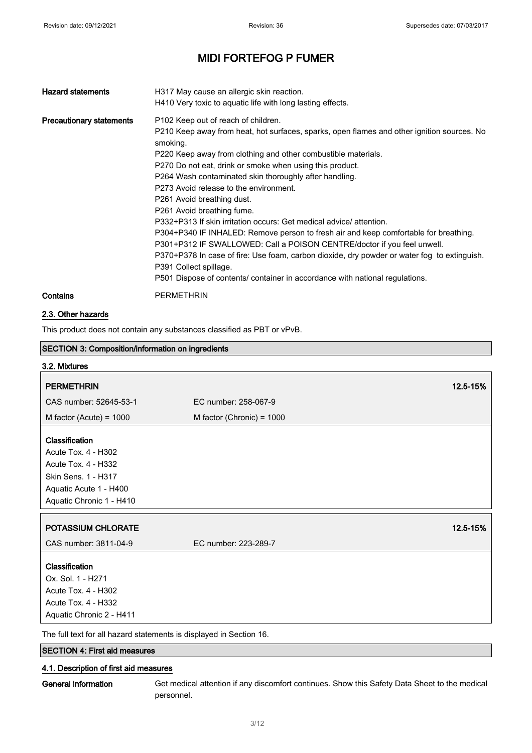| | |
|---|---|
| **Hazard statements** | H317 May cause an allergic skin reaction.<br>H410 Very toxic to aquatic life with long lasting effects. |
| **Precautionary statements** | P102 Keep out of reach of children.<br>P210 Keep away from heat, hot surfaces, sparks, open flames and other ignition sources. No smoking.<br>P220 Keep away from clothing and other combustible materials.<br>P270 Do not eat, drink or smoke when using this product.<br>P264 Wash contaminated skin thoroughly after handling.<br>P273 Avoid release to the environment.<br>P261 Avoid breathing dust.<br>P261 Avoid breathing fume.<br>P332+P313 If skin irritation occurs: Get medical advice/ attention.<br>P304+P340 IF INHALED: Remove person to fresh air and keep comfortable for breathing.<br>P301+P312 IF SWALLOWED: Call a POISON CENTRE/doctor if you feel unwell.<br>P370+P378 In case of fire: Use foam, carbon dioxide, dry powder or water fog to extinguish.<br>P391 Collect spillage.<br>P501 Dispose of contents/ container in accordance with national regulations. |
| **Contains** | PERMETHRIN |

### 2.3. Other hazards

This product does not contain any substances classified as PBT or vPvB.

## SECTION 3: Composition/information on ingredients

### 3.2. Mixtures

| **PERMETHRIN** | | **12.5-15%** |
|---|---|---|
| CAS number: 52645-53-1 | EC number: 258-067-9 | |
| M factor (Acute) = 1000 | M factor (Chronic) = 1000 | |

**Classification**
Acute Tox. 4 - H302
Acute Tox. 4 - H332
Skin Sens. 1 - H317
Aquatic Acute 1 - H400
Aquatic Chronic 1 - H410

| **POTASSIUM CHLORATE** | | **12.5-15%** |
|---|---|---|
| CAS number: 3811-04-9 | EC number: 223-289-7 | |

**Classification**
Ox. Sol. 1 - H271
Acute Tox. 4 - H302
Acute Tox. 4 - H332
Aquatic Chronic 2 - H411

The full text for all hazard statements is displayed in Section 16.

## SECTION 4: First aid measures

### 4.1. Description of first aid measures

**General information** Get medical attention if any discomfort continues. Show this Safety Data Sheet to the medical personnel.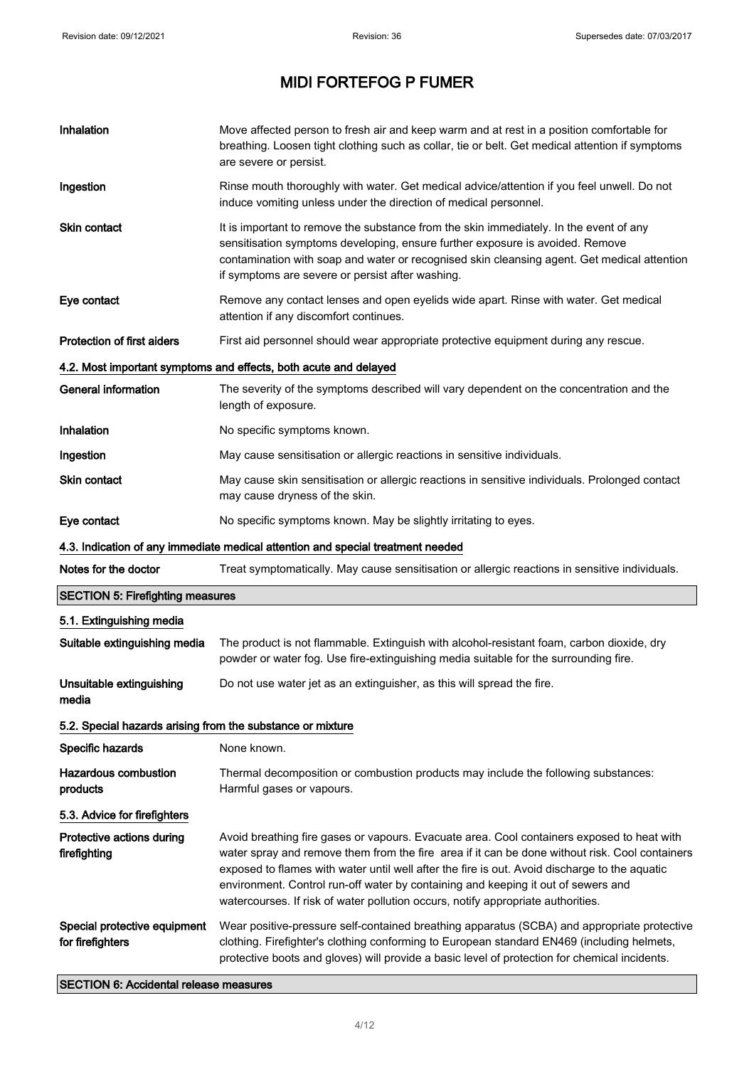# MIDI FORTEFOG P FUMER

| | |
|---|---|
| **Inhalation** | Move affected person to fresh air and keep warm and at rest in a position comfortable for breathing. Loosen tight clothing such as collar, tie or belt. Get medical attention if symptoms are severe or persist. |
| **Ingestion** | Rinse mouth thoroughly with water. Get medical advice/attention if you feel unwell. Do not induce vomiting unless under the direction of medical personnel. |
| **Skin contact** | It is important to remove the substance from the skin immediately. In the event of any sensitisation symptoms developing, ensure further exposure is avoided. Remove contamination with soap and water or recognised skin cleansing agent. Get medical attention if symptoms are severe or persist after washing. |
| **Eye contact** | Remove any contact lenses and open eyelids wide apart. Rinse with water. Get medical attention if any discomfort continues. |
| **Protection of first aiders** | First aid personnel should wear appropriate protective equipment during any rescue. |

### 4.2. Most important symptoms and effects, both acute and delayed

| | |
|---|---|
| **General information** | The severity of the symptoms described will vary dependent on the concentration and the length of exposure. |
| **Inhalation** | No specific symptoms known. |
| **Ingestion** | May cause sensitisation or allergic reactions in sensitive individuals. |
| **Skin contact** | May cause skin sensitisation or allergic reactions in sensitive individuals. Prolonged contact may cause dryness of the skin. |
| **Eye contact** | No specific symptoms known. May be slightly irritating to eyes. |

### 4.3. Indication of any immediate medical attention and special treatment needed

| | |
|---|---|
| **Notes for the doctor** | Treat symptomatically. May cause sensitisation or allergic reactions in sensitive individuals. |

## SECTION 5: Firefighting measures

### 5.1. Extinguishing media

| | |
|---|---|
| **Suitable extinguishing media** | The product is not flammable. Extinguish with alcohol-resistant foam, carbon dioxide, dry powder or water fog. Use fire-extinguishing media suitable for the surrounding fire. |
| **Unsuitable extinguishing media** | Do not use water jet as an extinguisher, as this will spread the fire. |

### 5.2. Special hazards arising from the substance or mixture

| | |
|---|---|
| **Specific hazards** | None known. |
| **Hazardous combustion products** | Thermal decomposition or combustion products may include the following substances: Harmful gases or vapours. |

### 5.3. Advice for firefighters

| | |
|---|---|
| **Protective actions during firefighting** | Avoid breathing fire gases or vapours. Evacuate area. Cool containers exposed to heat with water spray and remove them from the fire area if it can be done without risk. Cool containers exposed to flames with water until well after the fire is out. Avoid discharge to the aquatic environment. Control run-off water by containing and keeping it out of sewers and watercourses. If risk of water pollution occurs, notify appropriate authorities. |
| **Special protective equipment for firefighters** | Wear positive-pressure self-contained breathing apparatus (SCBA) and appropriate protective clothing. Firefighter's clothing conforming to European standard EN469 (including helmets, protective boots and gloves) will provide a basic level of protection for chemical incidents. |

## SECTION 6: Accidental release measures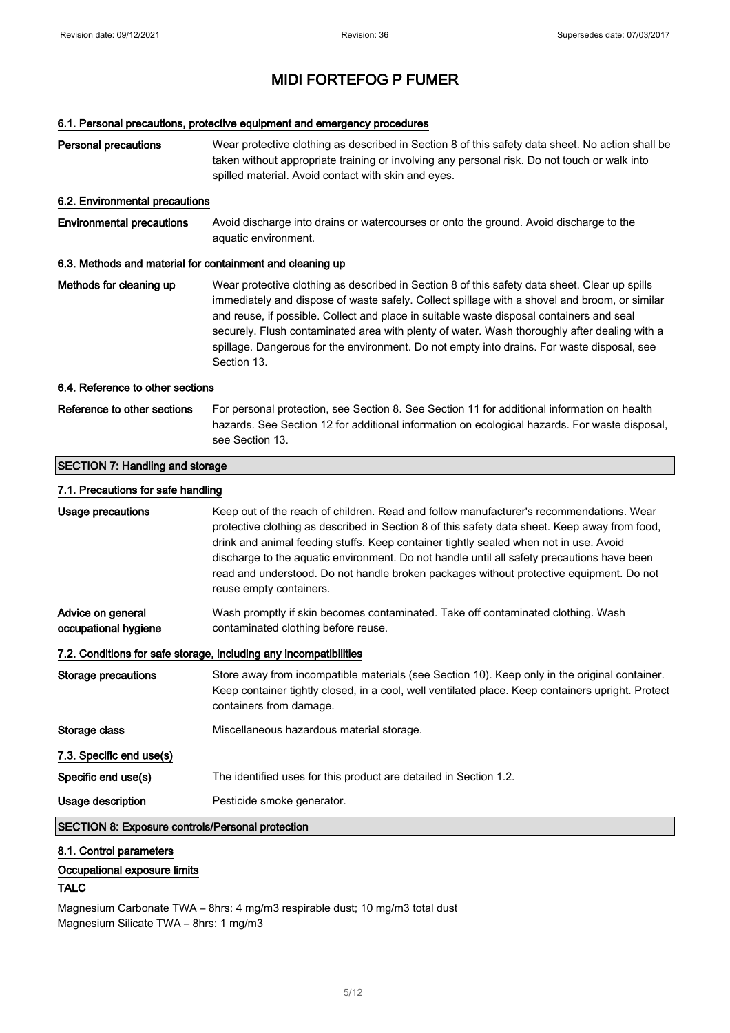# MIDI FORTEFOG P FUMER

### 6.1. Personal precautions, protective equipment and emergency procedures

**Personal precautions** Wear protective clothing as described in Section 8 of this safety data sheet. No action shall be taken without appropriate training or involving any personal risk. Do not touch or walk into spilled material. Avoid contact with skin and eyes.

### 6.2. Environmental precautions

**Environmental precautions** Avoid discharge into drains or watercourses or onto the ground. Avoid discharge to the aquatic environment.

### 6.3. Methods and material for containment and cleaning up

**Methods for cleaning up** Wear protective clothing as described in Section 8 of this safety data sheet. Clear up spills immediately and dispose of waste safely. Collect spillage with a shovel and broom, or similar and reuse, if possible. Collect and place in suitable waste disposal containers and seal securely. Flush contaminated area with plenty of water. Wash thoroughly after dealing with a spillage. Dangerous for the environment. Do not empty into drains. For waste disposal, see Section 13.

### 6.4. Reference to other sections

**Reference to other sections** For personal protection, see Section 8. See Section 11 for additional information on health hazards. See Section 12 for additional information on ecological hazards. For waste disposal, see Section 13.

## SECTION 7: Handling and storage

### 7.1. Precautions for safe handling

**Usage precautions** Keep out of the reach of children. Read and follow manufacturer's recommendations. Wear protective clothing as described in Section 8 of this safety data sheet. Keep away from food, drink and animal feeding stuffs. Keep container tightly sealed when not in use. Avoid discharge to the aquatic environment. Do not handle until all safety precautions have been read and understood. Do not handle broken packages without protective equipment. Do not reuse empty containers.

**Advice on general occupational hygiene** Wash promptly if skin becomes contaminated. Take off contaminated clothing. Wash contaminated clothing before reuse.

### 7.2. Conditions for safe storage, including any incompatibilities

**Storage precautions** Store away from incompatible materials (see Section 10). Keep only in the original container. Keep container tightly closed, in a cool, well ventilated place. Keep containers upright. Protect containers from damage.

**Storage class** Miscellaneous hazardous material storage.

### 7.3. Specific end use(s)

**Specific end use(s)** The identified uses for this product are detailed in Section 1.2.

**Usage description** Pesticide smoke generator.

## SECTION 8: Exposure controls/Personal protection

### 8.1. Control parameters

**Occupational exposure limits**

**TALC**

Magnesium Carbonate TWA – 8hrs: 4 mg/m3 respirable dust; 10 mg/m3 total dust
Magnesium Silicate TWA – 8hrs: 1 mg/m3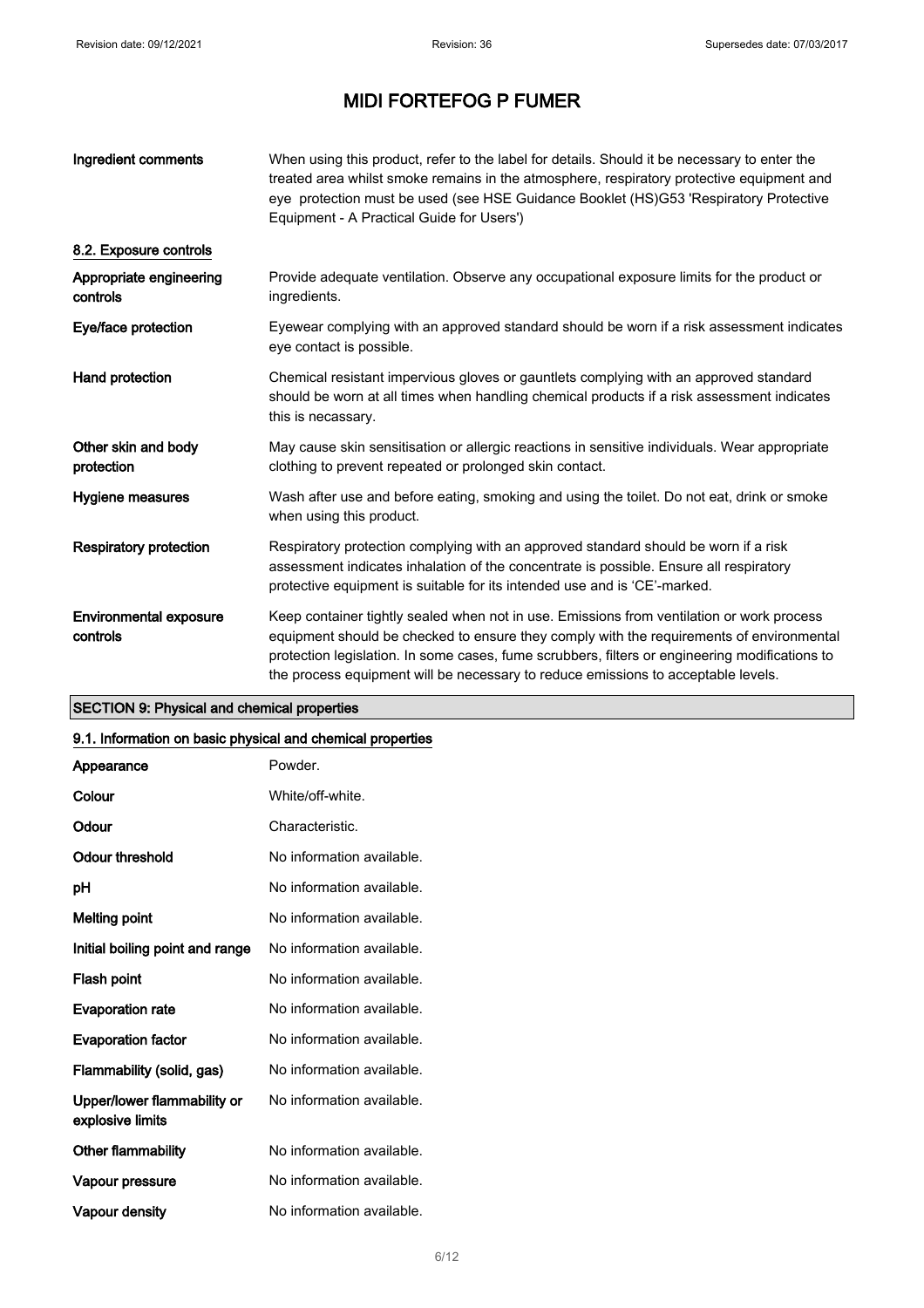# MIDI FORTEFOG P FUMER

| | |
|---|---|
| **Ingredient comments** | When using this product, refer to the label for details. Should it be necessary to enter the treated area whilst smoke remains in the atmosphere, respiratory protective equipment and eye protection must be used (see HSE Guidance Booklet (HS)G53 'Respiratory Protective Equipment - A Practical Guide for Users') |

### 8.2. Exposure controls

| | |
|---|---|
| **Appropriate engineering controls** | Provide adequate ventilation. Observe any occupational exposure limits for the product or ingredients. |
| **Eye/face protection** | Eyewear complying with an approved standard should be worn if a risk assessment indicates eye contact is possible. |
| **Hand protection** | Chemical resistant impervious gloves or gauntlets complying with an approved standard should be worn at all times when handling chemical products if a risk assessment indicates this is necassary. |
| **Other skin and body protection** | May cause skin sensitisation or allergic reactions in sensitive individuals. Wear appropriate clothing to prevent repeated or prolonged skin contact. |
| **Hygiene measures** | Wash after use and before eating, smoking and using the toilet. Do not eat, drink or smoke when using this product. |
| **Respiratory protection** | Respiratory protection complying with an approved standard should be worn if a risk assessment indicates inhalation of the concentrate is possible. Ensure all respiratory protective equipment is suitable for its intended use and is 'CE'-marked. |
| **Environmental exposure controls** | Keep container tightly sealed when not in use. Emissions from ventilation or work process equipment should be checked to ensure they comply with the requirements of environmental protection legislation. In some cases, fume scrubbers, filters or engineering modifications to the process equipment will be necessary to reduce emissions to acceptable levels. |

## SECTION 9: Physical and chemical properties

### 9.1. Information on basic physical and chemical properties

| | |
|---|---|
| **Appearance** | Powder. |
| **Colour** | White/off-white. |
| **Odour** | Characteristic. |
| **Odour threshold** | No information available. |
| **pH** | No information available. |
| **Melting point** | No information available. |
| **Initial boiling point and range** | No information available. |
| **Flash point** | No information available. |
| **Evaporation rate** | No information available. |
| **Evaporation factor** | No information available. |
| **Flammability (solid, gas)** | No information available. |
| **Upper/lower flammability or explosive limits** | No information available. |
| **Other flammability** | No information available. |
| **Vapour pressure** | No information available. |
| **Vapour density** | No information available. |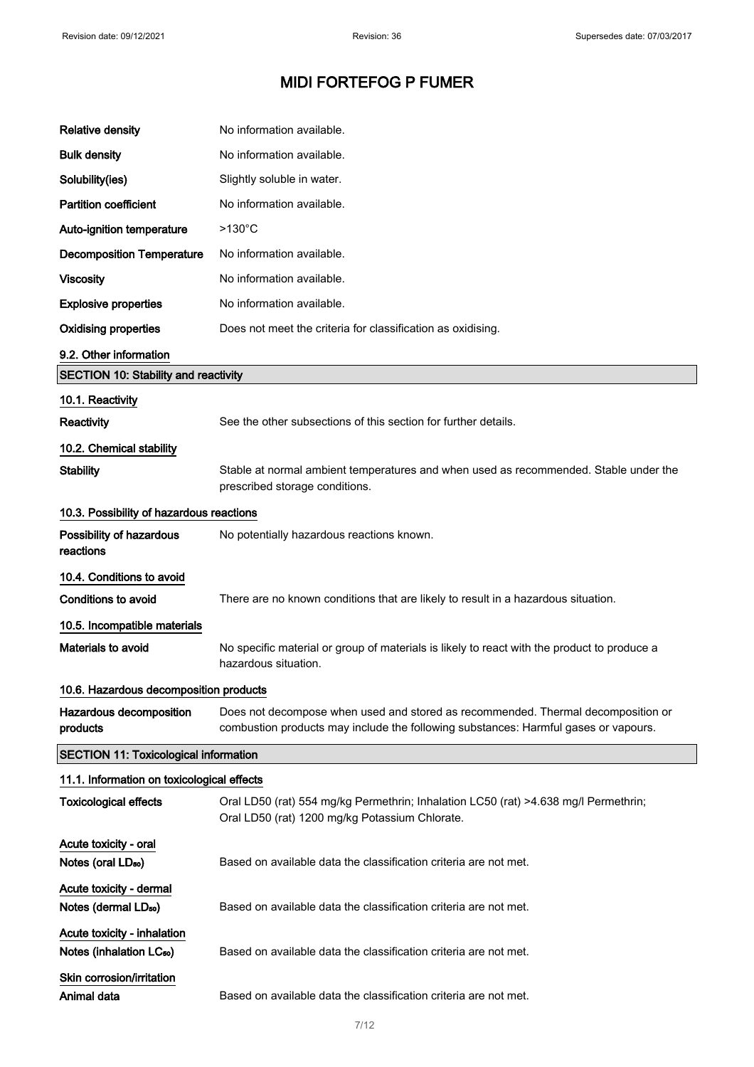| | |
|---|---|
| **Relative density** | No information available. |
| **Bulk density** | No information available. |
| **Solubility(ies)** | Slightly soluble in water. |
| **Partition coefficient** | No information available. |
| **Auto-ignition temperature** | >130°C |
| **Decomposition Temperature** | No information available. |
| **Viscosity** | No information available. |
| **Explosive properties** | No information available. |
| **Oxidising properties** | Does not meet the criteria for classification as oxidising. |

### 9.2. Other information

## SECTION 10: Stability and reactivity

### 10.1. Reactivity

**Reactivity** See the other subsections of this section for further details.

### 10.2. Chemical stability

**Stability** Stable at normal ambient temperatures and when used as recommended. Stable under the prescribed storage conditions.

### 10.3. Possibility of hazardous reactions

**Possibility of hazardous reactions** No potentially hazardous reactions known.

### 10.4. Conditions to avoid

**Conditions to avoid** There are no known conditions that are likely to result in a hazardous situation.

### 10.5. Incompatible materials

**Materials to avoid** No specific material or group of materials is likely to react with the product to produce a hazardous situation.

### 10.6. Hazardous decomposition products

**Hazardous decomposition products** Does not decompose when used and stored as recommended. Thermal decomposition or combustion products may include the following substances: Harmful gases or vapours.

## SECTION 11: Toxicological information

### 11.1. Information on toxicological effects

**Toxicological effects** Oral LD50 (rat) 554 mg/kg Permethrin; Inhalation LC50 (rat) >4.638 mg/l Permethrin; Oral LD50 (rat) 1200 mg/kg Potassium Chlorate.

**Acute toxicity - oral**

**Notes (oral $LD_{50}$)** Based on available data the classification criteria are not met.

**Acute toxicity - dermal**

**Notes (dermal $LD_{50}$)** Based on available data the classification criteria are not met.

**Acute toxicity - inhalation**

**Notes (inhalation $LC_{50}$)** Based on available data the classification criteria are not met.

**Skin corrosion/irritation**

**Animal data** Based on available data the classification criteria are not met.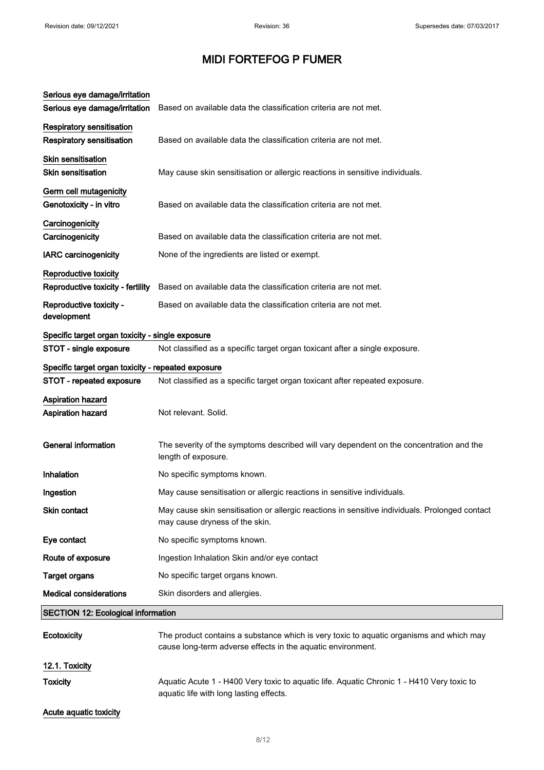# MIDI FORTEFOG P FUMER

**Serious eye damage/irritation**

| | |
|---|---|
| **Serious eye damage/irritation** | Based on available data the classification criteria are not met. |

**Respiratory sensitisation**

| | |
|---|---|
| **Respiratory sensitisation** | Based on available data the classification criteria are not met. |

**Skin sensitisation**

| | |
|---|---|
| **Skin sensitisation** | May cause skin sensitisation or allergic reactions in sensitive individuals. |

**Germ cell mutagenicity**

| | |
|---|---|
| **Genotoxicity - in vitro** | Based on available data the classification criteria are not met. |

**Carcinogenicity**

| | |
|---|---|
| **Carcinogenicity** | Based on available data the classification criteria are not met. |
| **IARC carcinogenicity** | None of the ingredients are listed or exempt. |

**Reproductive toxicity**

| | |
|---|---|
| **Reproductive toxicity - fertility** | Based on available data the classification criteria are not met. |
| **Reproductive toxicity - development** | Based on available data the classification criteria are not met. |

**Specific target organ toxicity - single exposure**

| | |
|---|---|
| **STOT - single exposure** | Not classified as a specific target organ toxicant after a single exposure. |

**Specific target organ toxicity - repeated exposure**

| | |
|---|---|
| **STOT - repeated exposure** | Not classified as a specific target organ toxicant after repeated exposure. |

**Aspiration hazard**

| | |
|---|---|
| **Aspiration hazard** | Not relevant. Solid. |

| | |
|---|---|
| **General information** | The severity of the symptoms described will vary dependent on the concentration and the length of exposure. |
| **Inhalation** | No specific symptoms known. |
| **Ingestion** | May cause sensitisation or allergic reactions in sensitive individuals. |
| **Skin contact** | May cause skin sensitisation or allergic reactions in sensitive individuals. Prolonged contact may cause dryness of the skin. |
| **Eye contact** | No specific symptoms known. |
| **Route of exposure** | Ingestion Inhalation Skin and/or eye contact |
| **Target organs** | No specific target organs known. |
| **Medical considerations** | Skin disorders and allergies. |

## SECTION 12: Ecological information

| | |
|---|---|
| **Ecotoxicity** | The product contains a substance which is very toxic to aquatic organisms and which may cause long-term adverse effects in the aquatic environment. |

**12.1. Toxicity**

| | |
|---|---|
| **Toxicity** | Aquatic Acute 1 - H400 Very toxic to aquatic life. Aquatic Chronic 1 - H410 Very toxic to aquatic life with long lasting effects. |

**Acute aquatic toxicity**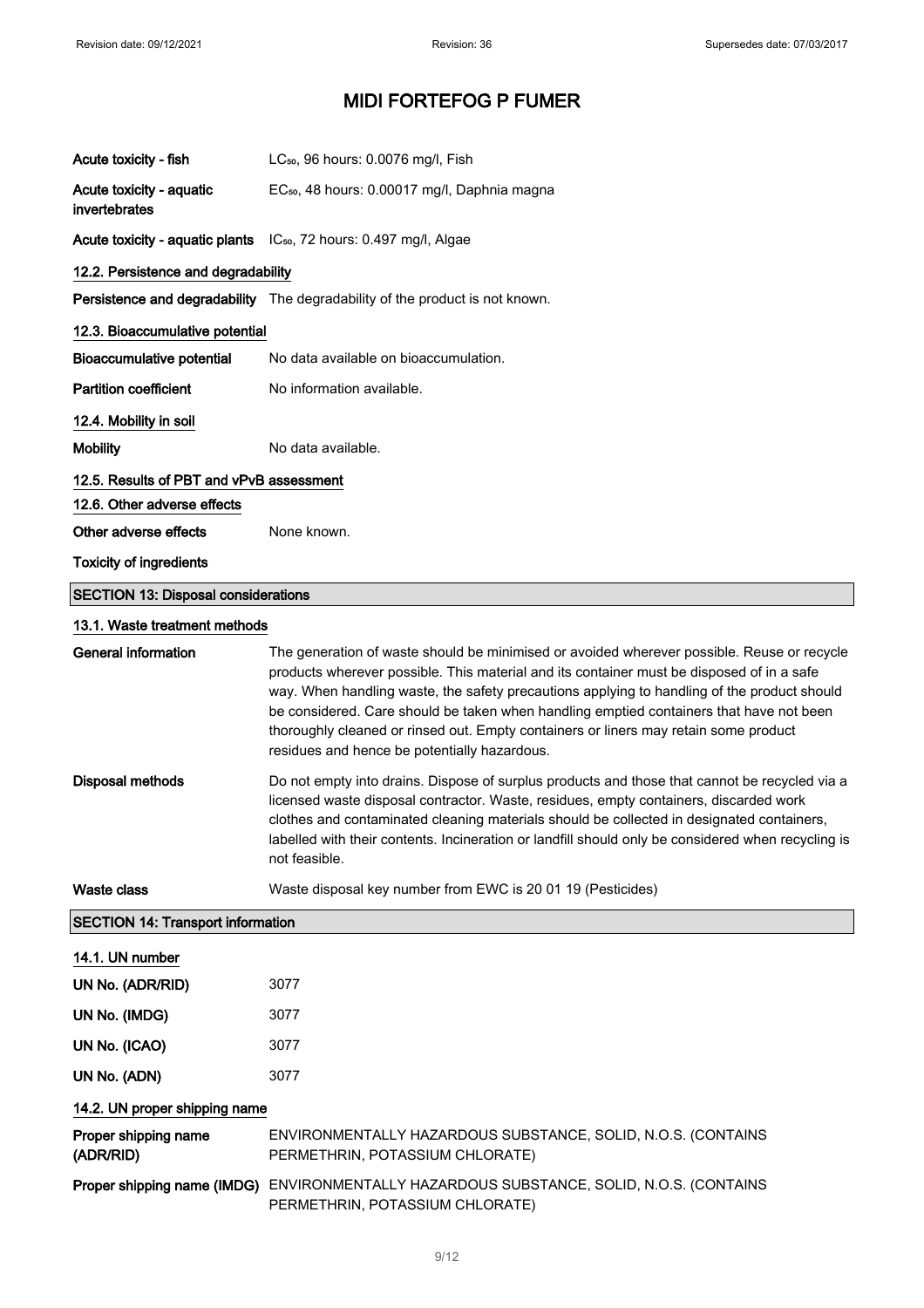# MIDI FORTEFOG P FUMER

| | |
|---|---|
| **Acute toxicity - fish** | $LC_{50}$, 96 hours: 0.0076 mg/l, Fish |
| **Acute toxicity - aquatic invertebrates** | $EC_{50}$, 48 hours: 0.00017 mg/l, Daphnia magna |
| **Acute toxicity - aquatic plants** | $IC_{50}$, 72 hours: 0.497 mg/l, Algae |

### 12.2. Persistence and degradability

**Persistence and degradability** The degradability of the product is not known.

### 12.3. Bioaccumulative potential

| | |
|---|---|
| **Bioaccumulative potential** | No data available on bioaccumulation. |
| **Partition coefficient** | No information available. |

### 12.4. Mobility in soil

**Mobility** No data available.

### 12.5. Results of PBT and vPvB assessment

### 12.6. Other adverse effects

**Other adverse effects** None known.

**Toxicity of ingredients**

## SECTION 13: Disposal considerations

### 13.1. Waste treatment methods

**General information** The generation of waste should be minimised or avoided wherever possible. Reuse or recycle products wherever possible. This material and its container must be disposed of in a safe way. When handling waste, the safety precautions applying to handling of the product should be considered. Care should be taken when handling emptied containers that have not been thoroughly cleaned or rinsed out. Empty containers or liners may retain some product residues and hence be potentially hazardous.

**Disposal methods** Do not empty into drains. Dispose of surplus products and those that cannot be recycled via a licensed waste disposal contractor. Waste, residues, empty containers, discarded work clothes and contaminated cleaning materials should be collected in designated containers, labelled with their contents. Incineration or landfill should only be considered when recycling is not feasible.

**Waste class** Waste disposal key number from EWC is 20 01 19 (Pesticides)

## SECTION 14: Transport information

### 14.1. UN number

| | |
|---|---|
| **UN No. (ADR/RID)** | 3077 |
| **UN No. (IMDG)** | 3077 |
| **UN No. (ICAO)** | 3077 |
| **UN No. (ADN)** | 3077 |

### 14.2. UN proper shipping name

| | |
|---|---|
| **Proper shipping name (ADR/RID)** | ENVIRONMENTALLY HAZARDOUS SUBSTANCE, SOLID, N.O.S. (CONTAINS PERMETHRIN, POTASSIUM CHLORATE) |
| **Proper shipping name (IMDG)** | ENVIRONMENTALLY HAZARDOUS SUBSTANCE, SOLID, N.O.S. (CONTAINS PERMETHRIN, POTASSIUM CHLORATE) |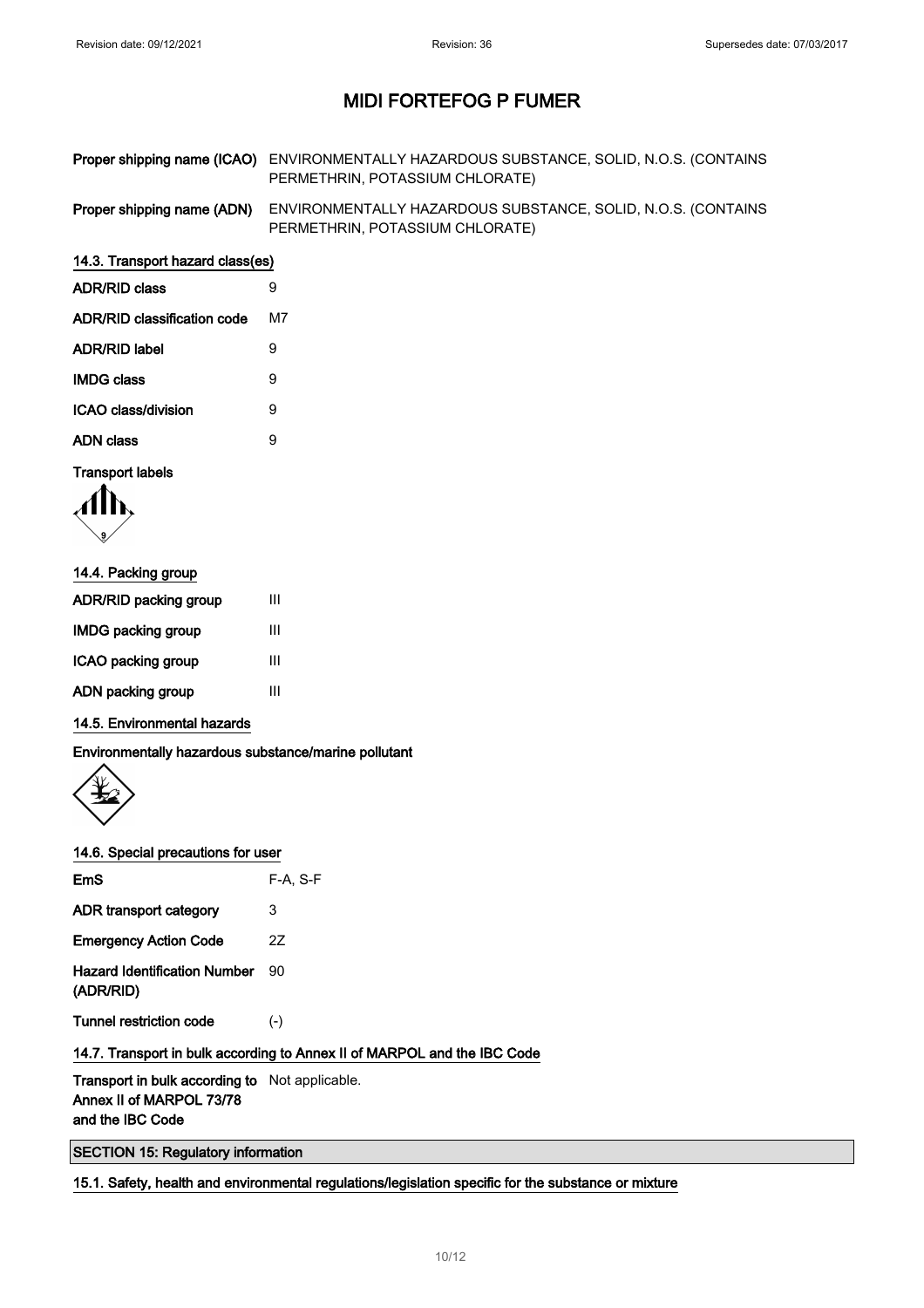# MIDI FORTEFOG P FUMER

| | |
|---|---|
| **Proper shipping name (ICAO)** | ENVIRONMENTALLY HAZARDOUS SUBSTANCE, SOLID, N.O.S. (CONTAINS PERMETHRIN, POTASSIUM CHLORATE) |
| **Proper shipping name (ADN)** | ENVIRONMENTALLY HAZARDOUS SUBSTANCE, SOLID, N.O.S. (CONTAINS PERMETHRIN, POTASSIUM CHLORATE) |

### 14.3. Transport hazard class(es)

| | |
|---|---|
| **ADR/RID class** | 9 |
| **ADR/RID classification code** | M7 |
| **ADR/RID label** | 9 |
| **IMDG class** | 9 |
| **ICAO class/division** | 9 |
| **ADN class** | 9 |

**Transport labels**

### 14.4. Packing group

| | |
|---|---|
| **ADR/RID packing group** | III |
| **IMDG packing group** | III |
| **ICAO packing group** | III |
| **ADN packing group** | III |

### 14.5. Environmental hazards

**Environmentally hazardous substance/marine pollutant**

### 14.6. Special precautions for user

| | |
|---|---|
| **EmS** | F-A, S-F |
| **ADR transport category** | 3 |
| **Emergency Action Code** | 2Z |
| **Hazard Identification Number (ADR/RID)** | 90 |
| **Tunnel restriction code** | (-) |

### 14.7. Transport in bulk according to Annex II of MARPOL and the IBC Code

| | |
|---|---|
| **Transport in bulk according to Annex II of MARPOL 73/78 and the IBC Code** | Not applicable. |

## SECTION 15: Regulatory information

### 15.1. Safety, health and environmental regulations/legislation specific for the substance or mixture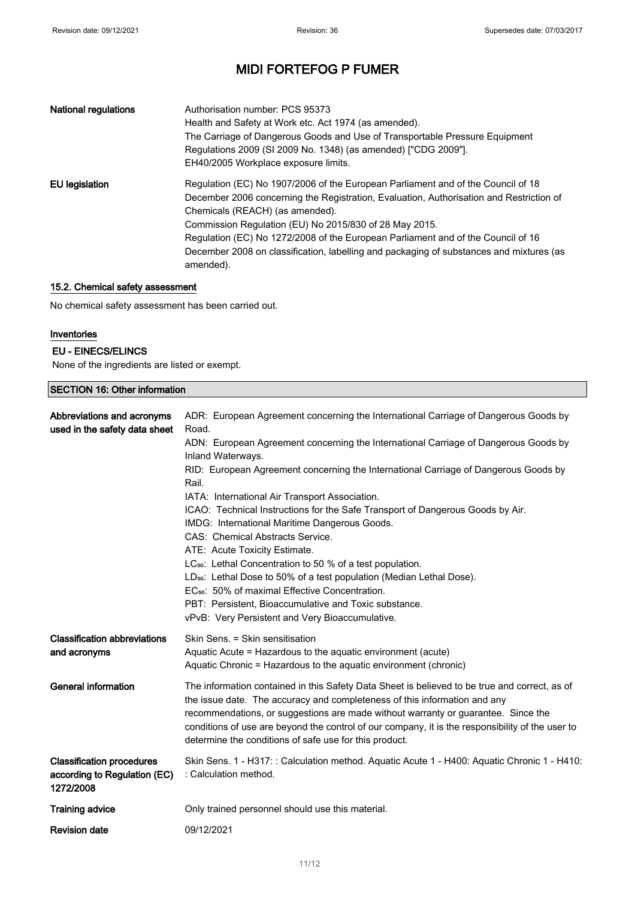# MIDI FORTEFOG P FUMER

| | |
|---|---|
| **National regulations** | Authorisation number: PCS 95373<br>Health and Safety at Work etc. Act 1974 (as amended).<br>The Carriage of Dangerous Goods and Use of Transportable Pressure Equipment Regulations 2009 (SI 2009 No. 1348) (as amended) ["CDG 2009"].<br>EH40/2005 Workplace exposure limits. |
| **EU legislation** | Regulation (EC) No 1907/2006 of the European Parliament and of the Council of 18 December 2006 concerning the Registration, Evaluation, Authorisation and Restriction of Chemicals (REACH) (as amended).<br>Commission Regulation (EU) No 2015/830 of 28 May 2015.<br>Regulation (EC) No 1272/2008 of the European Parliament and of the Council of 16 December 2008 on classification, labelling and packaging of substances and mixtures (as amended). |

### 15.2. Chemical safety assessment

No chemical safety assessment has been carried out.

### Inventories

#### EU - EINECS/ELINCS

None of the ingredients are listed or exempt.

## SECTION 16: Other information

| | |
|---|---|
| **Abbreviations and acronyms used in the safety data sheet** | ADR: European Agreement concerning the International Carriage of Dangerous Goods by Road.<br>ADN: European Agreement concerning the International Carriage of Dangerous Goods by Inland Waterways.<br>RID: European Agreement concerning the International Carriage of Dangerous Goods by Rail.<br>IATA: International Air Transport Association.<br>ICAO: Technical Instructions for the Safe Transport of Dangerous Goods by Air.<br>IMDG: International Maritime Dangerous Goods.<br>CAS: Chemical Abstracts Service.<br>ATE: Acute Toxicity Estimate.<br>$LC_{50}$: Lethal Concentration to 50 % of a test population.<br>$LD_{50}$: Lethal Dose to 50% of a test population (Median Lethal Dose).<br>$EC_{50}$: 50% of maximal Effective Concentration.<br>PBT: Persistent, Bioaccumulative and Toxic substance.<br>vPvB: Very Persistent and Very Bioaccumulative. |
| **Classification abbreviations and acronyms** | Skin Sens. = Skin sensitisation<br>Aquatic Acute = Hazardous to the aquatic environment (acute)<br>Aquatic Chronic = Hazardous to the aquatic environment (chronic) |
| **General information** | The information contained in this Safety Data Sheet is believed to be true and correct, as of the issue date. The accuracy and completeness of this information and any recommendations, or suggestions are made without warranty or guarantee. Since the conditions of use are beyond the control of our company, it is the responsibility of the user to determine the conditions of safe use for this product. |
| **Classification procedures according to Regulation (EC) 1272/2008** | Skin Sens. 1 - H317: : Calculation method. Aquatic Acute 1 - H400: Aquatic Chronic 1 - H410: : Calculation method. |
| **Training advice** | Only trained personnel should use this material. |
| **Revision date** | 09/12/2021 |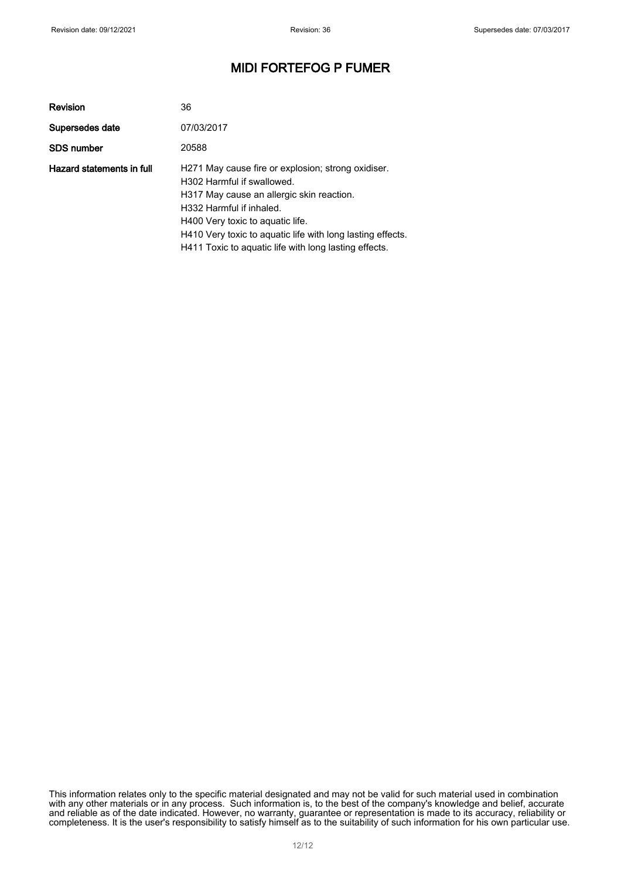# MIDI FORTEFOG P FUMER

| | |
|---|---|
| **Revision** | 36 |
| **Supersedes date** | 07/03/2017 |
| **SDS number** | 20588 |
| **Hazard statements in full** | H271 May cause fire or explosion; strong oxidiser.<br>H302 Harmful if swallowed.<br>H317 May cause an allergic skin reaction.<br>H332 Harmful if inhaled.<br>H400 Very toxic to aquatic life.<br>H410 Very toxic to aquatic life with long lasting effects.<br>H411 Toxic to aquatic life with long lasting effects. |

This information relates only to the specific material designated and may not be valid for such material used in combination with any other materials or in any process. Such information is, to the best of the company's knowledge and belief, accurate and reliable as of the date indicated. However, no warranty, guarantee or representation is made to its accuracy, reliability or completeness. It is the user's responsibility to satisfy himself as to the suitability of such information for his own particular use.